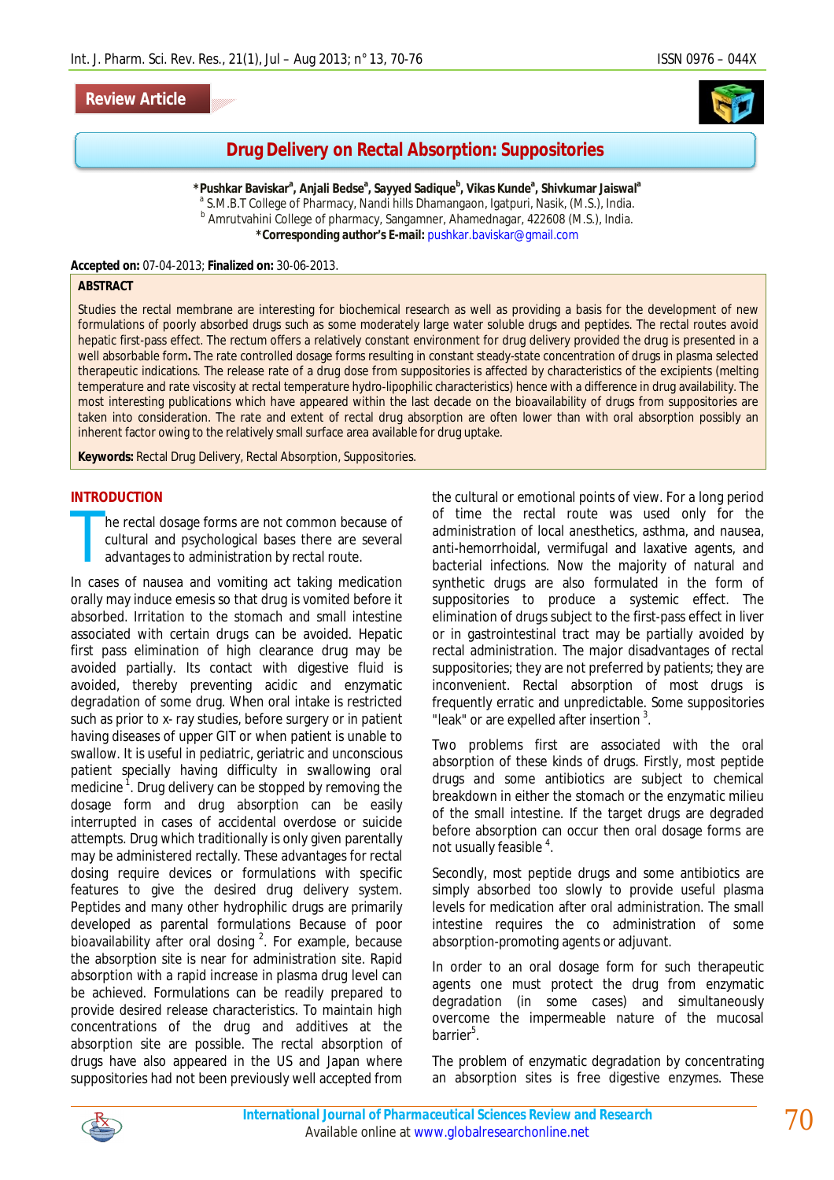Review Article

# Drug Delivery on Rectal Absorption: Suppositories

**\*Pushkar Baviskar[a], Anjali Bedse[a], Sayyed Sadique[b], Vikas Kunde[a], Shivkumar Jaiswal[a]**

[a] S.M.B.T College of Pharmacy, Nandi hills Dhamangaon, Igatpuri, Nasik, (M.S.), India.
[b] Amrutvahini College of pharmacy, Sangamner, Ahamednagar, 422608 (M.S.), India.
**\*Corresponding author's E-mail:** pushkar.baviskar@gmail.com

**Accepted on:** 07-04-2013; **Finalized on:** 30-06-2013.

## ABSTRACT

Studies the rectal membrane are interesting for biochemical research as well as providing a basis for the development of new formulations of poorly absorbed drugs such as some moderately large water soluble drugs and peptides. The rectal routes avoid hepatic first-pass effect. The rectum offers a relatively constant environment for drug delivery provided the drug is presented in a well absorbable form**.** The rate controlled dosage forms resulting in constant steady-state concentration of drugs in plasma selected therapeutic indications. The release rate of a drug dose from suppositories is affected by characteristics of the excipients (melting temperature and rate viscosity at rectal temperature hydro-lipophilic characteristics) hence with a difference in drug availability. The most interesting publications which have appeared within the last decade on the bioavailability of drugs from suppositories are taken into consideration. The rate and extent of rectal drug absorption are often lower than with oral absorption possibly an inherent factor owing to the relatively small surface area available for drug uptake.

**Keywords:** Rectal Drug Delivery, Rectal Absorption, Suppositories.

## INTRODUCTION

The rectal dosage forms are not common because of cultural and psychological bases there are several advantages to administration by rectal route.

In cases of nausea and vomiting act taking medication orally may induce emesis so that drug is vomited before it absorbed. Irritation to the stomach and small intestine associated with certain drugs can be avoided. Hepatic first pass elimination of high clearance drug may be avoided partially. Its contact with digestive fluid is avoided, thereby preventing acidic and enzymatic degradation of some drug. When oral intake is restricted such as prior to x- ray studies, before surgery or in patient having diseases of upper GIT or when patient is unable to swallow. It is useful in pediatric, geriatric and unconscious patient specially having difficulty in swallowing oral medicine [1]. Drug delivery can be stopped by removing the dosage form and drug absorption can be easily interrupted in cases of accidental overdose or suicide attempts. Drug which traditionally is only given parentally may be administered rectally. These advantages for rectal dosing require devices or formulations with specific features to give the desired drug delivery system. Peptides and many other hydrophilic drugs are primarily developed as parental formulations Because of poor bioavailability after oral dosing [2]. For example, because the absorption site is near for administration site. Rapid absorption with a rapid increase in plasma drug level can be achieved. Formulations can be readily prepared to provide desired release characteristics. To maintain high concentrations of the drug and additives at the absorption site are possible. The rectal absorption of drugs have also appeared in the US and Japan where suppositories had not been previously well accepted from the cultural or emotional points of view. For a long period of time the rectal route was used only for the administration of local anesthetics, asthma, and nausea, anti-hemorrhoidal, vermifugal and laxative agents, and bacterial infections. Now the majority of natural and synthetic drugs are also formulated in the form of suppositories to produce a systemic effect. The elimination of drugs subject to the first-pass effect in liver or in gastrointestinal tract may be partially avoided by rectal administration. The major disadvantages of rectal suppositories; they are not preferred by patients; they are inconvenient. Rectal absorption of most drugs is frequently erratic and unpredictable. Some suppositories "leak" or are expelled after insertion [3].

Two problems first are associated with the oral absorption of these kinds of drugs. Firstly, most peptide drugs and some antibiotics are subject to chemical breakdown in either the stomach or the enzymatic milieu of the small intestine. If the target drugs are degraded before absorption can occur then oral dosage forms are not usually feasible [4].

Secondly, most peptide drugs and some antibiotics are simply absorbed too slowly to provide useful plasma levels for medication after oral administration. The small intestine requires the co administration of some absorption-promoting agents or adjuvant.

In order to an oral dosage form for such therapeutic agents one must protect the drug from enzymatic degradation (in some cases) and simultaneously overcome the impermeable nature of the mucosal barrier[5].

The problem of enzymatic degradation by concentrating an absorption sites is free digestive enzymes. These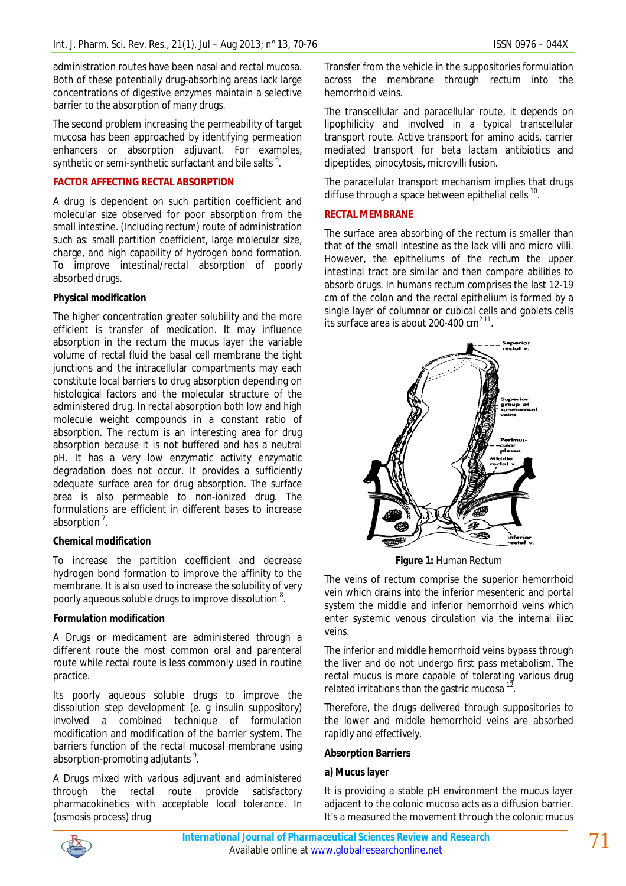administration routes have been nasal and rectal mucosa. Both of these potentially drug-absorbing areas lack large concentrations of digestive enzymes maintain a selective barrier to the absorption of many drugs.

The second problem increasing the permeability of target mucosa has been approached by identifying permeation enhancers or absorption adjuvant. For examples, synthetic or semi-synthetic surfactant and bile salts [6].

## FACTOR AFFECTING RECTAL ABSORPTION

A drug is dependent on such partition coefficient and molecular size observed for poor absorption from the small intestine. (Including rectum) route of administration such as: small partition coefficient, large molecular size, charge, and high capability of hydrogen bond formation. To improve intestinal/rectal absorption of poorly absorbed drugs.

### Physical modification

The higher concentration greater solubility and the more efficient is transfer of medication. It may influence absorption in the rectum the mucus layer the variable volume of rectal fluid the basal cell membrane the tight junctions and the intracellular compartments may each constitute local barriers to drug absorption depending on histological factors and the molecular structure of the administered drug. In rectal absorption both low and high molecule weight compounds in a constant ratio of absorption. The rectum is an interesting area for drug absorption because it is not buffered and has a neutral pH. It has a very low enzymatic activity enzymatic degradation does not occur. It provides a sufficiently adequate surface area for drug absorption. The surface area is also permeable to non-ionized drug. The formulations are efficient in different bases to increase absorption [7].

### Chemical modification

To increase the partition coefficient and decrease hydrogen bond formation to improve the affinity to the membrane. It is also used to increase the solubility of very poorly aqueous soluble drugs to improve dissolution [8].

### Formulation modification

A Drugs or medicament are administered through a different route the most common oral and parenteral route while rectal route is less commonly used in routine practice.

Its poorly aqueous soluble drugs to improve the dissolution step development (e. g insulin suppository) involved a combined technique of formulation modification and modification of the barrier system. The barriers function of the rectal mucosal membrane using absorption-promoting adjutants [9].

A Drugs mixed with various adjuvant and administered through the rectal route provide satisfactory pharmacokinetics with acceptable local tolerance. In (osmosis process) drug Transfer from the vehicle in the suppositories formulation across the membrane through rectum into the hemorrhoid veins.

The transcellular and paracellular route, it depends on lipophilicity and involved in a typical transcellular transport route. Active transport for amino acids, carrier mediated transport for beta lactam antibiotics and dipeptides, pinocytosis, microvilli fusion.

The paracellular transport mechanism implies that drugs diffuse through a space between epithelial cells [10].

## RECTAL MEMBRANE

The surface area absorbing of the rectum is smaller than that of the small intestine as the lack villi and micro villi. However, the epitheliums of the rectum the upper intestinal tract are similar and then compare abilities to absorb drugs. In humans rectum comprises the last 12-19 cm of the colon and the rectal epithelium is formed by a single layer of columnar or cubical cells and goblets cells its surface area is about 200-400 $cm^2$ [11].

**Figure 1:** Human Rectum

The veins of rectum comprise the superior hemorrhoid vein which drains into the inferior mesenteric and portal system the middle and inferior hemorrhoid veins which enter systemic venous circulation via the internal iliac veins.

The inferior and middle hemorrhoid veins bypass through the liver and do not undergo first pass metabolism. The rectal mucus is more capable of tolerating various drug related irritations than the gastric mucosa [12].

Therefore, the drugs delivered through suppositories to the lower and middle hemorrhoid veins are absorbed rapidly and effectively.

### Absorption Barriers

**a) Mucus layer**

It is providing a stable pH environment the mucus layer adjacent to the colonic mucosa acts as a diffusion barrier. It's a measured the movement through the colonic mucus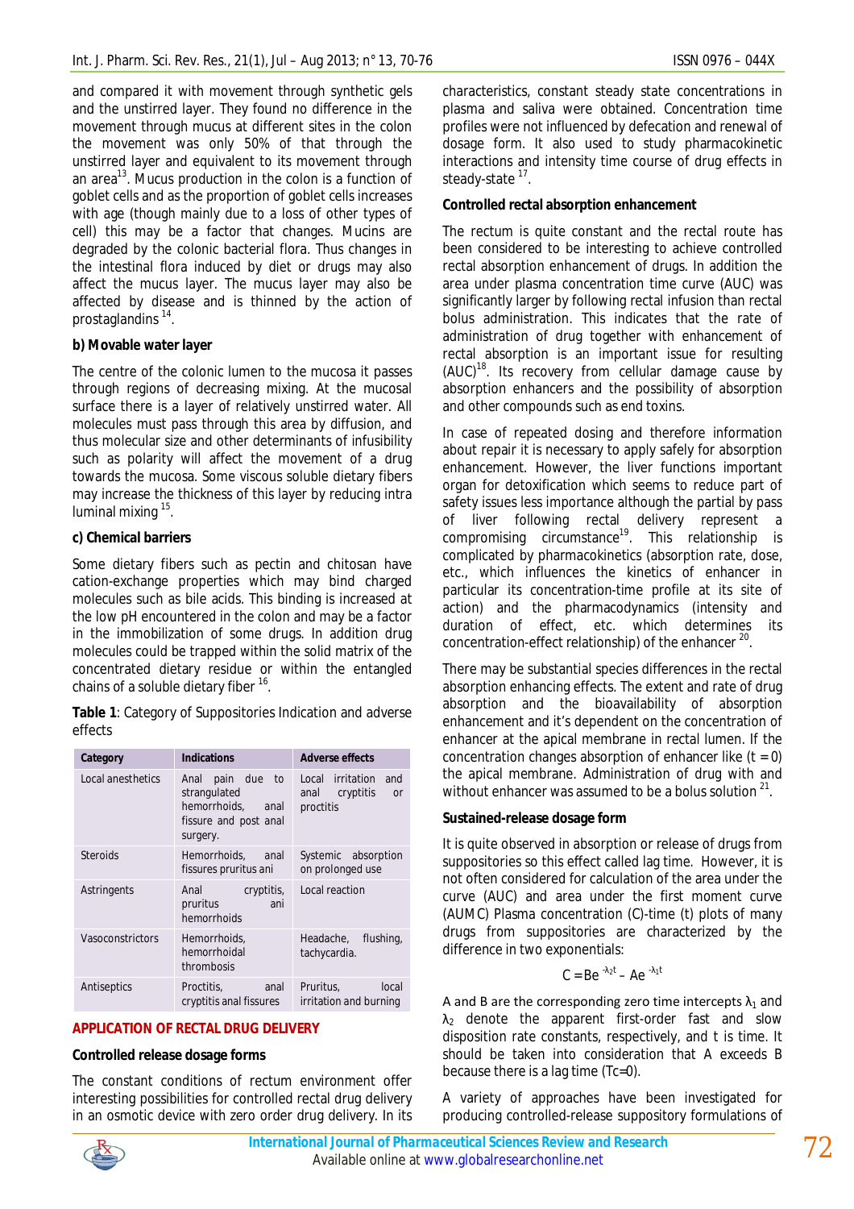and compared it with movement through synthetic gels and the unstirred layer. They found no difference in the movement through mucus at different sites in the colon the movement was only 50% of that through the unstirred layer and equivalent to its movement through an area[13]. Mucus production in the colon is a function of goblet cells and as the proportion of goblet cells increases with age (though mainly due to a loss of other types of cell) this may be a factor that changes. Mucins are degraded by the colonic bacterial flora. Thus changes in the intestinal flora induced by diet or drugs may also affect the mucus layer. The mucus layer may also be affected by disease and is thinned by the action of prostaglandins [14].

**b) Movable water layer**

The centre of the colonic lumen to the mucosa it passes through regions of decreasing mixing. At the mucosal surface there is a layer of relatively unstirred water. All molecules must pass through this area by diffusion, and thus molecular size and other determinants of infusibility such as polarity will affect the movement of a drug towards the mucosa. Some viscous soluble dietary fibers may increase the thickness of this layer by reducing intra luminal mixing [15].

**c) Chemical barriers**

Some dietary fibers such as pectin and chitosan have cation-exchange properties which may bind charged molecules such as bile acids. This binding is increased at the low pH encountered in the colon and may be a factor in the immobilization of some drugs. In addition drug molecules could be trapped within the solid matrix of the concentrated dietary residue or within the entangled chains of a soluble dietary fiber [16].

**Table 1**: Category of Suppositories Indication and adverse effects

| Category | Indications | Adverse effects |
|---|---|---|
| Local anesthetics | Anal pain due to strangulated hemorrhoids, anal fissure and post anal surgery. | Local irritation and anal cryptitis or proctitis |
| Steroids | Hemorrhoids, anal fissures pruritus ani | Systemic absorption on prolonged use |
| Astringents | Anal cryptitis, pruritus ani hemorrhoids | Local reaction |
| Vasoconstrictors | Hemorrhoids, hemorrhoidal thrombosis | Headache, flushing, tachycardia. |
| Antiseptics | Proctitis, anal cryptitis anal fissures | Pruritus, local irritation and burning |

## APPLICATION OF RECTAL DRUG DELIVERY

**Controlled release dosage forms**

The constant conditions of rectum environment offer interesting possibilities for controlled rectal drug delivery in an osmotic device with zero order drug delivery. In its characteristics, constant steady state concentrations in plasma and saliva were obtained. Concentration time profiles were not influenced by defecation and renewal of dosage form. It also used to study pharmacokinetic interactions and intensity time course of drug effects in steady-state [17].

**Controlled rectal absorption enhancement**

The rectum is quite constant and the rectal route has been considered to be interesting to achieve controlled rectal absorption enhancement of drugs. In addition the area under plasma concentration time curve (AUC) was significantly larger by following rectal infusion than rectal bolus administration. This indicates that the rate of administration of drug together with enhancement of rectal absorption is an important issue for resulting (AUC)[18]. Its recovery from cellular damage cause by absorption enhancers and the possibility of absorption and other compounds such as end toxins.

In case of repeated dosing and therefore information about repair it is necessary to apply safely for absorption enhancement. However, the liver functions important organ for detoxification which seems to reduce part of safety issues less importance although the partial by pass of liver following rectal delivery represent a compromising circumstance[19]. This relationship is complicated by pharmacokinetics (absorption rate, dose, etc., which influences the kinetics of enhancer in particular its concentration-time profile at its site of action) and the pharmacodynamics (intensity and duration of effect, etc. which determines its concentration-effect relationship) of the enhancer [20].

There may be substantial species differences in the rectal absorption enhancing effects. The extent and rate of drug absorption and the bioavailability of absorption enhancement and it's dependent on the concentration of enhancer at the apical membrane in rectal lumen. If the concentration changes absorption of enhancer like ($t = 0$) the apical membrane. Administration of drug with and without enhancer was assumed to be a bolus solution [21].

**Sustained-release dosage form**

It is quite observed in absorption or release of drugs from suppositories so this effect called lag time. However, it is not often considered for calculation of the area under the curve (AUC) and area under the first moment curve (AUMC) Plasma concentration (C)-time (t) plots of many drugs from suppositories are characterized by the difference in two exponentials:

$$C = Be^{-\lambda_2 t} - Ae^{-\lambda_1 t}$$

A and B are the corresponding zero time intercepts $\lambda_1$ and $\lambda_2$ denote the apparent first-order fast and slow disposition rate constants, respectively, and t is time. It should be taken into consideration that A exceeds B because there is a lag time ($Tc{=}0$).

A variety of approaches have been investigated for producing controlled-release suppository formulations of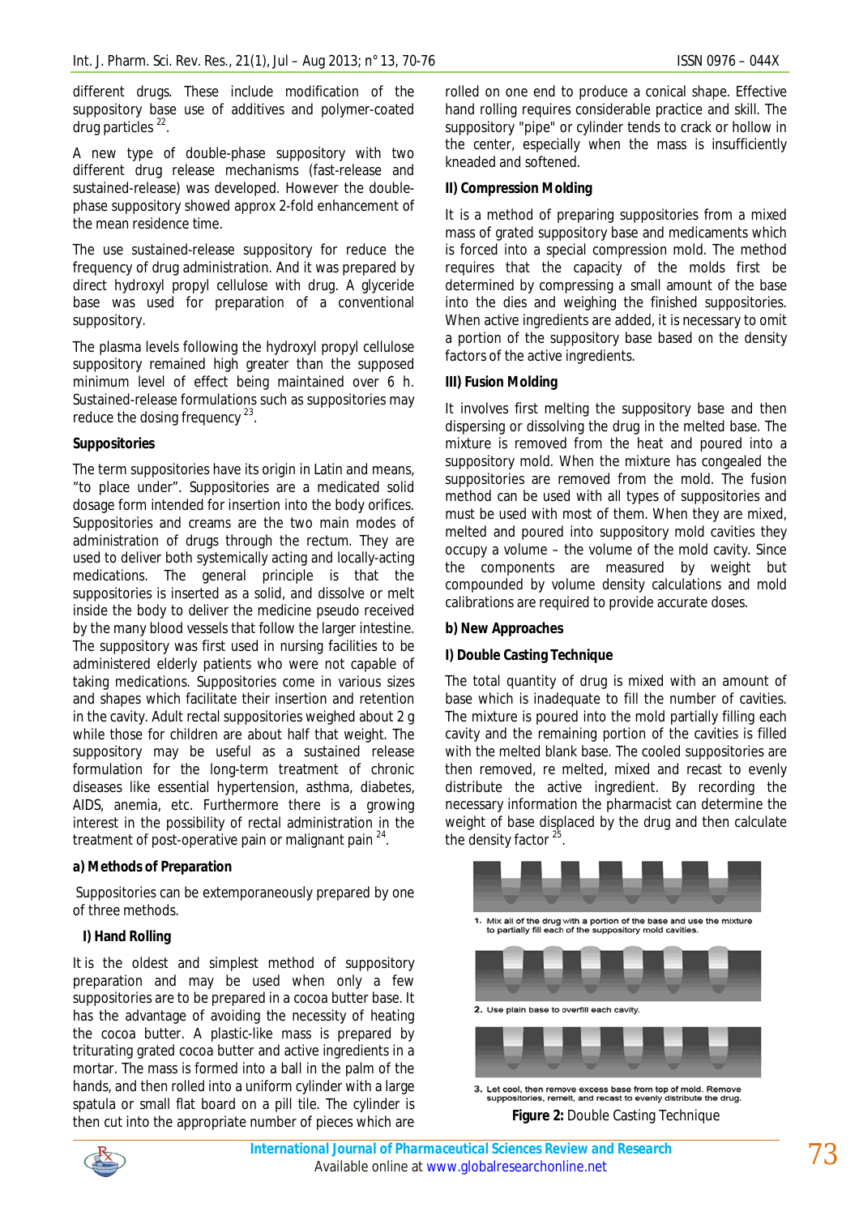different drugs. These include modification of the suppository base use of additives and polymer-coated drug particles [22].

A new type of double-phase suppository with two different drug release mechanisms (fast-release and sustained-release) was developed. However the double-phase suppository showed approx 2-fold enhancement of the mean residence time.

The use sustained-release suppository for reduce the frequency of drug administration. And it was prepared by direct hydroxyl propyl cellulose with drug. A glyceride base was used for preparation of a conventional suppository.

The plasma levels following the hydroxyl propyl cellulose suppository remained high greater than the supposed minimum level of effect being maintained over 6 h. Sustained-release formulations such as suppositories may reduce the dosing frequency [23].

**Suppositories**

The term suppositories have its origin in Latin and means, "to place under". Suppositories are a medicated solid dosage form intended for insertion into the body orifices. Suppositories and creams are the two main modes of administration of drugs through the rectum. They are used to deliver both systemically acting and locally-acting medications. The general principle is that the suppositories is inserted as a solid, and dissolve or melt inside the body to deliver the medicine pseudo received by the many blood vessels that follow the larger intestine. The suppository was first used in nursing facilities to be administered elderly patients who were not capable of taking medications. Suppositories come in various sizes and shapes which facilitate their insertion and retention in the cavity. Adult rectal suppositories weighed about 2 g while those for children are about half that weight. The suppository may be useful as a sustained release formulation for the long-term treatment of chronic diseases like essential hypertension, asthma, diabetes, AIDS, anemia, etc. Furthermore there is a growing interest in the possibility of rectal administration in the treatment of post-operative pain or malignant pain [24].

**a) Methods of Preparation**

Suppositories can be extemporaneously prepared by one of three methods.

**I) Hand Rolling**

It is the oldest and simplest method of suppository preparation and may be used only when only a few suppositories are to be prepared in a cocoa butter base. It has the advantage of avoiding the necessity of heating the cocoa butter. A plastic-like mass is prepared by triturating grated cocoa butter and active ingredients in a mortar. The mass is formed into a ball in the palm of the hands, and then rolled into a uniform cylinder with a large spatula or small flat board on a pill tile. The cylinder is then cut into the appropriate number of pieces which are rolled on one end to produce a conical shape. Effective hand rolling requires considerable practice and skill. The suppository "pipe" or cylinder tends to crack or hollow in the center, especially when the mass is insufficiently kneaded and softened.

**II) Compression Molding**

It is a method of preparing suppositories from a mixed mass of grated suppository base and medicaments which is forced into a special compression mold. The method requires that the capacity of the molds first be determined by compressing a small amount of the base into the dies and weighing the finished suppositories. When active ingredients are added, it is necessary to omit a portion of the suppository base based on the density factors of the active ingredients.

**III) Fusion Molding**

It involves first melting the suppository base and then dispersing or dissolving the drug in the melted base. The mixture is removed from the heat and poured into a suppository mold. When the mixture has congealed the suppositories are removed from the mold. The fusion method can be used with all types of suppositories and must be used with most of them. When they are mixed, melted and poured into suppository mold cavities they occupy a volume – the volume of the mold cavity. Since the components are measured by weight but compounded by volume density calculations and mold calibrations are required to provide accurate doses.

**b) New Approaches**

**I) Double Casting Technique**

The total quantity of drug is mixed with an amount of base which is inadequate to fill the number of cavities. The mixture is poured into the mold partially filling each cavity and the remaining portion of the cavities is filled with the melted blank base. The cooled suppositories are then removed, re melted, mixed and recast to evenly distribute the active ingredient. By recording the necessary information the pharmacist can determine the weight of base displaced by the drug and then calculate the density factor [25].

1. Mix all of the drug with a portion of the base and use the mixture to partially fill each of the suppository mold cavities.

2. Use plain base to overfill each cavity.

3. Let cool, then remove excess base from top of mold. Remove suppositories, remelt, and recast to evenly distribute the drug.

**Figure 2:** Double Casting Technique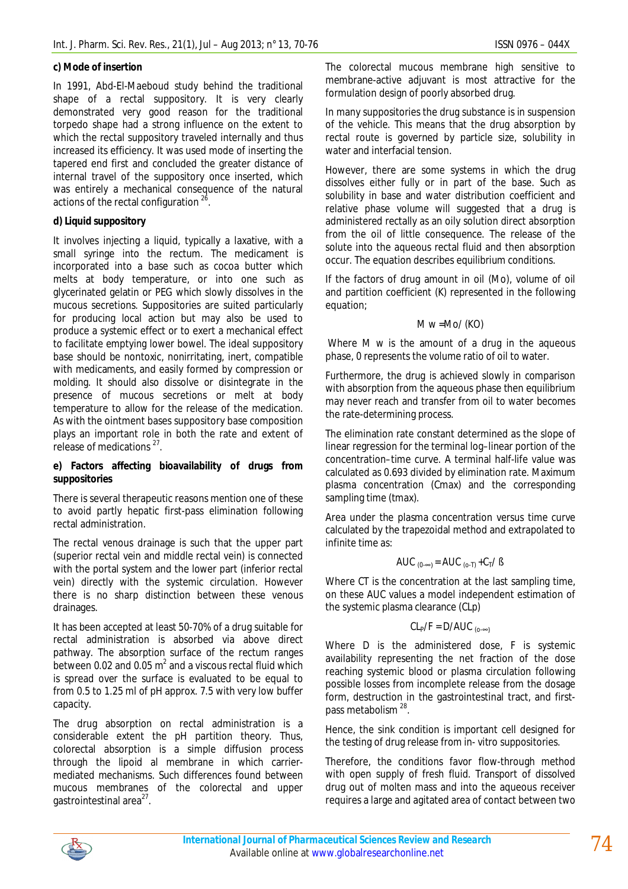**c) Mode of insertion**

In 1991, Abd-El-Maeboud study behind the traditional shape of a rectal suppository. It is very clearly demonstrated very good reason for the traditional torpedo shape had a strong influence on the extent to which the rectal suppository traveled internally and thus increased its efficiency. It was used mode of inserting the tapered end first and concluded the greater distance of internal travel of the suppository once inserted, which was entirely a mechanical consequence of the natural actions of the rectal configuration [26].

**d) Liquid suppository**

It involves injecting a liquid, typically a laxative, with a small syringe into the rectum. The medicament is incorporated into a base such as cocoa butter which melts at body temperature, or into one such as glycerinated gelatin or PEG which slowly dissolves in the mucous secretions. Suppositories are suited particularly for producing local action but may also be used to produce a systemic effect or to exert a mechanical effect to facilitate emptying lower bowel. The ideal suppository base should be nontoxic, nonirritating, inert, compatible with medicaments, and easily formed by compression or molding. It should also dissolve or disintegrate in the presence of mucous secretions or melt at body temperature to allow for the release of the medication. As with the ointment bases suppository base composition plays an important role in both the rate and extent of release of medications [27].

**e) Factors affecting bioavailability of drugs from suppositories**

There is several therapeutic reasons mention one of these to avoid partly hepatic first-pass elimination following rectal administration.

The rectal venous drainage is such that the upper part (superior rectal vein and middle rectal vein) is connected with the portal system and the lower part (inferior rectal vein) directly with the systemic circulation. However there is no sharp distinction between these venous drainages.

It has been accepted at least 50-70% of a drug suitable for rectal administration is absorbed via above direct pathway. The absorption surface of the rectum ranges between 0.02 and 0.05 $m^2$ and a viscous rectal fluid which is spread over the surface is evaluated to be equal to from 0.5 to 1.25 ml of pH approx. 7.5 with very low buffer capacity.

The drug absorption on rectal administration is a considerable extent the pH partition theory. Thus, colorectal absorption is a simple diffusion process through the lipoid al membrane in which carrier-mediated mechanisms. Such differences found between mucous membranes of the colorectal and upper gastrointestinal area[27].

The colorectal mucous membrane high sensitive to membrane-active adjuvant is most attractive for the formulation design of poorly absorbed drug.

In many suppositories the drug substance is in suspension of the vehicle. This means that the drug absorption by rectal route is governed by particle size, solubility in water and interfacial tension.

However, there are some systems in which the drug dissolves either fully or in part of the base. Such as solubility in base and water distribution coefficient and relative phase volume will suggested that a drug is administered rectally as an oily solution direct absorption from the oil of little consequence. The release of the solute into the aqueous rectal fluid and then absorption occur. The equation describes equilibrium conditions.

If the factors of drug amount in oil (Mo), volume of oil and partition coefficient (K) represented in the following equation;

$$M_w = Mo/(KO)$$

Where $M_w$ is the amount of a drug in the aqueous phase, 0 represents the volume ratio of oil to water.

Furthermore, the drug is achieved slowly in comparison with absorption from the aqueous phase then equilibrium may never reach and transfer from oil to water becomes the rate-determining process.

The elimination rate constant determined as the slope of linear regression for the terminal log–linear portion of the concentration–time curve. A terminal half-life value was calculated as 0.693 divided by elimination rate. Maximum plasma concentration (Cmax) and the corresponding sampling time (tmax).

Area under the plasma concentration versus time curve calculated by the trapezoidal method and extrapolated to infinite time as:

$$AUC_{(0-\infty)} = AUC_{(0-T)} + C_T/\beta$$

Where CT is the concentration at the last sampling time, on these AUC values a model independent estimation of the systemic plasma clearance (CLp)

$$CL_P/F = D/AUC_{(0-\infty)}$$

Where D is the administered dose, F is systemic availability representing the net fraction of the dose reaching systemic blood or plasma circulation following possible losses from incomplete release from the dosage form, destruction in the gastrointestinal tract, and first-pass metabolism [28].

Hence, the sink condition is important cell designed for the testing of drug release from in- vitro suppositories.

Therefore, the conditions favor flow-through method with open supply of fresh fluid. Transport of dissolved drug out of molten mass and into the aqueous receiver requires a large and agitated area of contact between two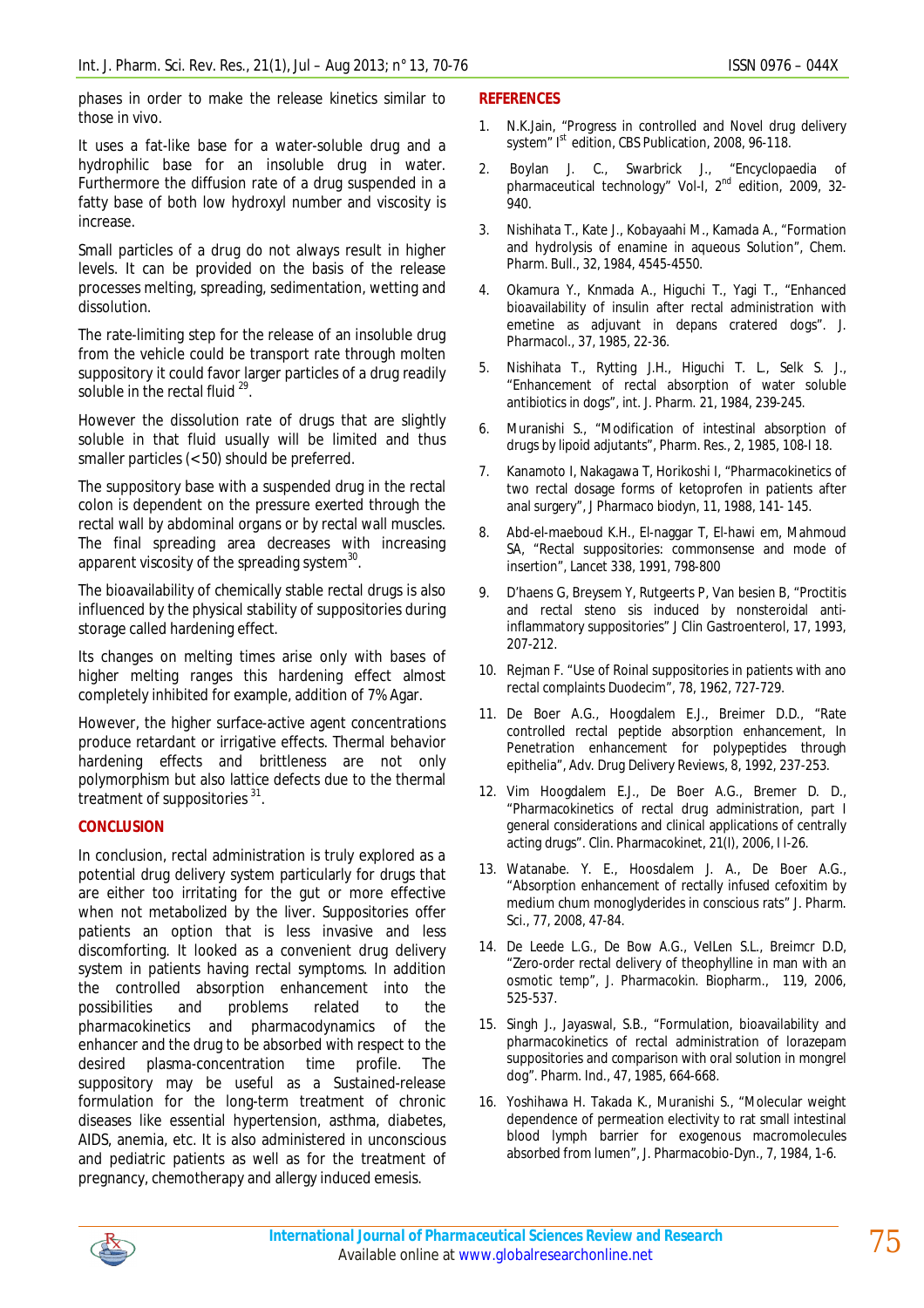phases in order to make the release kinetics similar to those in vivo.

It uses a fat-like base for a water-soluble drug and a hydrophilic base for an insoluble drug in water. Furthermore the diffusion rate of a drug suspended in a fatty base of both low hydroxyl number and viscosity is increase.

Small particles of a drug do not always result in higher levels. It can be provided on the basis of the release processes melting, spreading, sedimentation, wetting and dissolution.

The rate-limiting step for the release of an insoluble drug from the vehicle could be transport rate through molten suppository it could favor larger particles of a drug readily soluble in the rectal fluid [29].

However the dissolution rate of drugs that are slightly soluble in that fluid usually will be limited and thus smaller particles (<50) should be preferred.

The suppository base with a suspended drug in the rectal colon is dependent on the pressure exerted through the rectal wall by abdominal organs or by rectal wall muscles. The final spreading area decreases with increasing apparent viscosity of the spreading system[30].

The bioavailability of chemically stable rectal drugs is also influenced by the physical stability of suppositories during storage called hardening effect.

Its changes on melting times arise only with bases of higher melting ranges this hardening effect almost completely inhibited for example, addition of 7% Agar.

However, the higher surface-active agent concentrations produce retardant or irrigative effects. Thermal behavior hardening effects and brittleness are not only polymorphism but also lattice defects due to the thermal treatment of suppositories [31].

## CONCLUSION

In conclusion, rectal administration is truly explored as a potential drug delivery system particularly for drugs that are either too irritating for the gut or more effective when not metabolized by the liver. Suppositories offer patients an option that is less invasive and less discomforting. It looked as a convenient drug delivery system in patients having rectal symptoms. In addition the controlled absorption enhancement into the possibilities and problems related to the pharmacokinetics and pharmacodynamics of the enhancer and the drug to be absorbed with respect to the desired plasma-concentration time profile. The suppository may be useful as a Sustained-release formulation for the long-term treatment of chronic diseases like essential hypertension, asthma, diabetes, AIDS, anemia, etc. It is also administered in unconscious and pediatric patients as well as for the treatment of pregnancy, chemotherapy and allergy induced emesis.

## REFERENCES

1. N.K.Jain, "Progress in controlled and Novel drug delivery system" Ist edition, CBS Publication, 2008, 96-118.
2. Boylan J. C., Swarbrick J., "Encyclopaedia of pharmaceutical technology" Vol-I, 2nd edition, 2009, 32-940.
3. Nishihata T., Kate J., Kobayaahi M., Kamada A., "Formation and hydrolysis of enamine in aqueous Solution", Chem. Pharm. Bull., 32, 1984, 4545-4550.
4. Okamura Y., Knmada A., Higuchi T., Yagi T., "Enhanced bioavailability of insulin after rectal administration with emetine as adjuvant in depans cratered dogs". J. Pharmacol., 37, 1985, 22-36.
5. Nishihata T., Rytting J.H., Higuchi T. L., Selk S. J., "Enhancement of rectal absorption of water soluble antibiotics in dogs", int. J. Pharm. 21, 1984, 239-245.
6. Muranishi S., "Modification of intestinal absorption of drugs by lipoid adjutants", Pharm. Res., 2, 1985, 108-I 18.
7. Kanamoto I, Nakagawa T, Horikoshi I, "Pharmacokinetics of two rectal dosage forms of ketoprofen in patients after anal surgery", J Pharmaco biodyn, 11, 1988, 141- 145.
8. Abd-el-maeboud K.H., El-naggar T, El-hawi em, Mahmoud SA, "Rectal suppositories: commonsense and mode of insertion", Lancet 338, 1991, 798-800
9. D'haens G, Breysem Y, Rutgeerts P, Van besien B, "Proctitis and rectal steno sis induced by nonsteroidal anti-inflammatory suppositories" J Clin Gastroenterol, 17, 1993, 207-212.
10. Rejman F. "Use of Roinal suppositories in patients with ano rectal complaints Duodecim", 78, 1962, 727-729.
11. De Boer A.G., Hoogdalem E.J., Breimer D.D., "Rate controlled rectal peptide absorption enhancement, In Penetration enhancement for polypeptides through epithelia", Adv. Drug Delivery Reviews, 8, 1992, 237-253.
12. Vim Hoogdalem E.J., De Boer A.G., Bremer D. D., "Pharmacokinetics of rectal drug administration, part I general considerations and clinical applications of centrally acting drugs". Clin. Pharmacokinet, 21(I), 2006, I I-26.
13. Watanabe. Y. E., Hoosdalem J. A., De Boer A.G., "Absorption enhancement of rectally infused cefoxitim by medium chum monoglyderides in conscious rats" J. Pharm. Sci., 77, 2008, 47-84.
14. De Leede L.G., De Bow A.G., VelLen S.L., Breimcr D.D, "Zero-order rectal delivery of theophylline in man with an osmotic temp", J. Pharmacokin. Biopharm., 119, 2006, 525-537.
15. Singh J., Jayaswal, S.B., "Formulation, bioavailability and pharmacokinetics of rectal administration of lorazepam suppositories and comparison with oral solution in mongrel dog". Pharm. Ind., 47, 1985, 664-668.
16. Yoshihawa H. Takada K., Muranishi S., "Molecular weight dependence of permeation electivity to rat small intestinal blood lymph barrier for exogenous macromolecules absorbed from lumen", J. Pharmacobio-Dyn., 7, 1984, 1-6.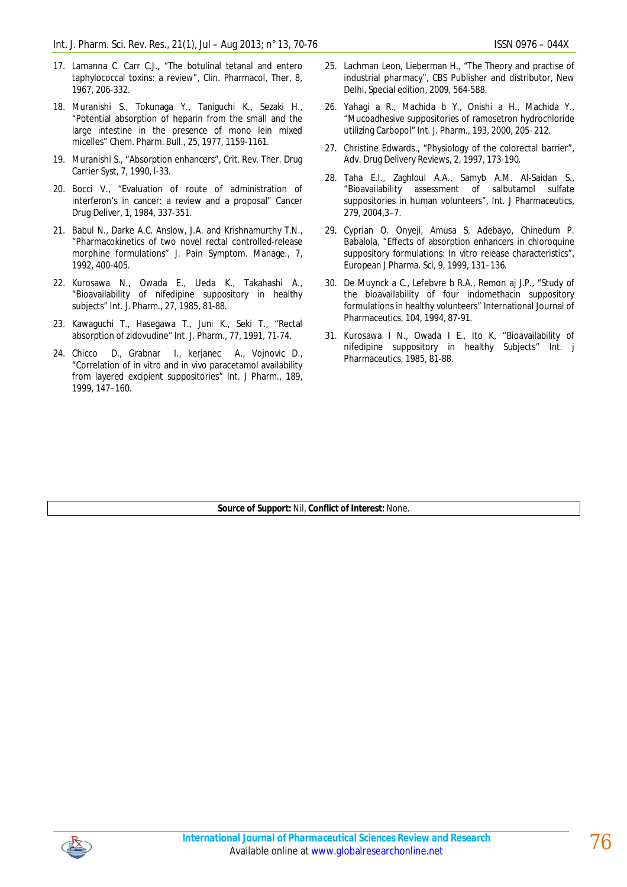17. Lamanna C. Carr C.J., "The botulinal tetanal and entero taphylococcal toxins: a review", Clin. Pharmacol, Ther, 8, 1967, 206-332.
18. Muranishi S., Tokunaga Y., Taniguchi K., Sezaki H., "Potential absorption of heparin from the small and the large intestine in the presence of mono lein mixed micelles" Chem. Pharm. Bull., 25, 1977, 1159-1161.
19. Muranishi S., "Absorption enhancers", Crit. Rev. Ther. Drug Carrier Syst, 7, 1990, l-33.
20. Bocci V., "Evaluation of route of administration of interferon's in cancer: a review and a proposal" Cancer Drug Deliver, 1, 1984, 337-351.
21. Babul N., Darke A.C. Anslow, J.A. and Krishnamurthy T.N., "Pharmacokinetics of two novel rectal controlled-release morphine formulations" J. Pain Symptom. Manage., 7, 1992, 400-405.
22. Kurosawa N., Owada E., Ueda K., Takahashi A., "Bioavailability of nifedipine suppository in healthy subjects" Int. J. Pharm., 27, 1985, 81-88.
23. Kawaguchi T., Hasegawa T., Juni K., Seki T., "Rectal absorption of zidovudine" Int. J. Pharm., 77, 1991, 71-74.
24. Chicco D., Grabnar I., kerjanec A., Vojnovic D., "Correlation of in vitro and in vivo paracetamol availability from layered excipient suppositories" Int. J Pharm., 189, 1999, 147–160.
25. Lachman Leon, Lieberman H., "The Theory and practise of industrial pharmacy", CBS Publisher and distributor, New Delhi, Special edition, 2009, 564-588.
26. Yahagi a R., Machida b Y., Onishi a H., Machida Y., "Mucoadhesive suppositories of ramosetron hydrochloride utilizing Carbopol" Int. J. Pharm., 193, 2000, 205–212.
27. Christine Edwards., "Physiology of the colorectal barrier", Adv. Drug Delivery Reviews, 2, 1997, 173-190.
28. Taha E.I., Zaghloul A.A., Samyb A.M. Al-Saidan S., "Bioavailability assessment of salbutamol sulfate suppositories in human volunteers", Int. J Pharmaceutics, 279, 2004,3–7.
29. Cyprian O. Onyeji, Amusa S. Adebayo, Chinedum P. Babalola, "Effects of absorption enhancers in chloroquine suppository formulations: In vitro release characteristics", European J Pharma. Sci, 9, 1999, 131–136.
30. De Muynck a C., Lefebvre b R.A., Remon aj J.P., "Study of the bioavailability of four indomethacin suppository formulations in healthy volunteers" International Journal of Pharmaceutics, 104, 1994, 87-91.
31. Kurosawa I N., Owada I E., Ito K, "Bioavailability of nifedipine suppository in healthy Subjects" Int. j Pharmaceutics, 1985, 81-88.

**Source of Support:** Nil, **Conflict of Interest:** None.